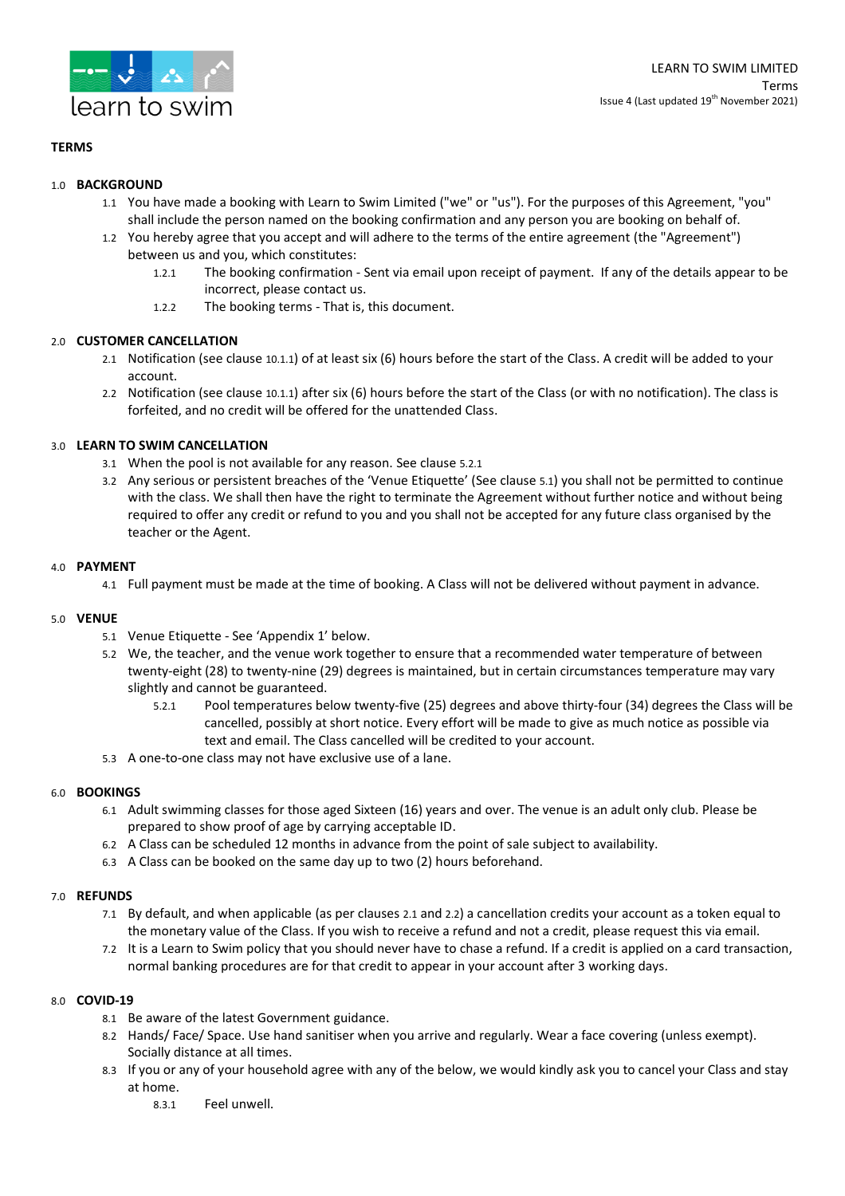LEARN TO SWIM LIMITED
Terms
Issue 4 (Last updated 19th November 2021)

# TERMS

## 1.0 BACKGROUND

1.1 You have made a booking with Learn to Swim Limited ("we" or "us"). For the purposes of this Agreement, "you" shall include the person named on the booking confirmation and any person you are booking on behalf of.

1.2 You hereby agree that you accept and will adhere to the terms of the entire agreement (the "Agreement") between us and you, which constitutes:

- 1.2.1 The booking confirmation - Sent via email upon receipt of payment. If any of the details appear to be incorrect, please contact us.
- 1.2.2 The booking terms - That is, this document.

## 2.0 CUSTOMER CANCELLATION

2.1 Notification (see clause 10.1.1) of at least six (6) hours before the start of the Class. A credit will be added to your account.

2.2 Notification (see clause 10.1.1) after six (6) hours before the start of the Class (or with no notification). The class is forfeited, and no credit will be offered for the unattended Class.

## 3.0 LEARN TO SWIM CANCELLATION

3.1 When the pool is not available for any reason. See clause 5.2.1

3.2 Any serious or persistent breaches of the 'Venue Etiquette' (See clause 5.1) you shall not be permitted to continue with the class. We shall then have the right to terminate the Agreement without further notice and without being required to offer any credit or refund to you and you shall not be accepted for any future class organised by the teacher or the Agent.

## 4.0 PAYMENT

4.1 Full payment must be made at the time of booking. A Class will not be delivered without payment in advance.

## 5.0 VENUE

5.1 Venue Etiquette - See 'Appendix 1' below.

5.2 We, the teacher, and the venue work together to ensure that a recommended water temperature of between twenty-eight (28) to twenty-nine (29) degrees is maintained, but in certain circumstances temperature may vary slightly and cannot be guaranteed.

- 5.2.1 Pool temperatures below twenty-five (25) degrees and above thirty-four (34) degrees the Class will be cancelled, possibly at short notice. Every effort will be made to give as much notice as possible via text and email. The Class cancelled will be credited to your account.

5.3 A one-to-one class may not have exclusive use of a lane.

## 6.0 BOOKINGS

6.1 Adult swimming classes for those aged Sixteen (16) years and over. The venue is an adult only club. Please be prepared to show proof of age by carrying acceptable ID.

6.2 A Class can be scheduled 12 months in advance from the point of sale subject to availability.

6.3 A Class can be booked on the same day up to two (2) hours beforehand.

## 7.0 REFUNDS

7.1 By default, and when applicable (as per clauses 2.1 and 2.2) a cancellation credits your account as a token equal to the monetary value of the Class. If you wish to receive a refund and not a credit, please request this via email.

7.2 It is a Learn to Swim policy that you should never have to chase a refund. If a credit is applied on a card transaction, normal banking procedures are for that credit to appear in your account after 3 working days.

## 8.0 COVID-19

8.1 Be aware of the latest Government guidance.

8.2 Hands/ Face/ Space. Use hand sanitiser when you arrive and regularly. Wear a face covering (unless exempt). Socially distance at all times.

8.3 If you or any of your household agree with any of the below, we would kindly ask you to cancel your Class and stay at home.

- 8.3.1 Feel unwell.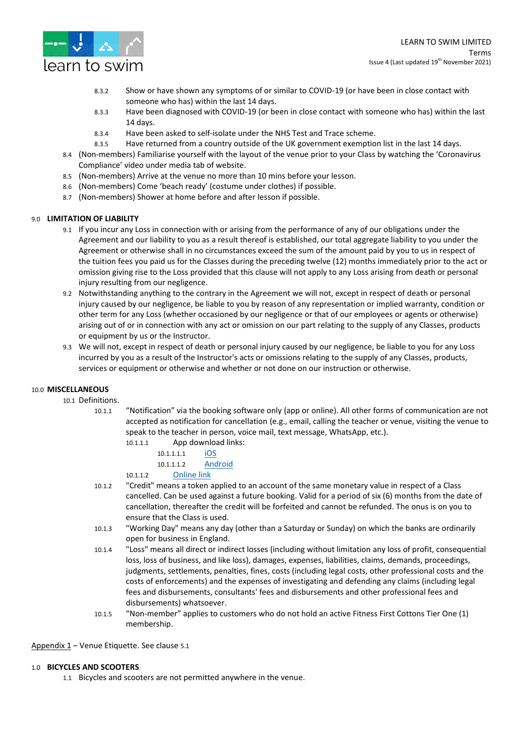8.3.2 Show or have shown any symptoms of or similar to COVID-19 (or have been in close contact with someone who has) within the last 14 days.

8.3.3 Have been diagnosed with COVID-19 (or been in close contact with someone who has) within the last 14 days.

8.3.4 Have been asked to self-isolate under the NHS Test and Trace scheme.

8.3.5 Have returned from a country outside of the UK government exemption list in the last 14 days.

8.4 (Non-members) Familiarise yourself with the layout of the venue prior to your Class by watching the 'Coronavirus Compliance' video under media tab of website.

8.5 (Non-members) Arrive at the venue no more than 10 mins before your lesson.

8.6 (Non-members) Come 'beach ready' (costume under clothes) if possible.

8.7 (Non-members) Shower at home before and after lesson if possible.

## 9.0 LIMITATION OF LIABILITY

9.1 If you incur any Loss in connection with or arising from the performance of any of our obligations under the Agreement and our liability to you as a result thereof is established, our total aggregate liability to you under the Agreement or otherwise shall in no circumstances exceed the sum of the amount paid by you to us in respect of the tuition fees you paid us for the Classes during the preceding twelve (12) months immediately prior to the act or omission giving rise to the Loss provided that this clause will not apply to any Loss arising from death or personal injury resulting from our negligence.

9.2 Notwithstanding anything to the contrary in the Agreement we will not, except in respect of death or personal injury caused by our negligence, be liable to you by reason of any representation or implied warranty, condition or other term for any Loss (whether occasioned by our negligence or that of our employees or agents or otherwise) arising out of or in connection with any act or omission on our part relating to the supply of any Classes, products or equipment by us or the Instructor.

9.3 We will not, except in respect of death or personal injury caused by our negligence, be liable to you for any Loss incurred by you as a result of the Instructor's acts or omissions relating to the supply of any Classes, products, services or equipment or otherwise and whether or not done on our instruction or otherwise.

## 10.0 MISCELLANEOUS

10.1 Definitions.

10.1.1 "Notification" via the booking software only (app or online). All other forms of communication are not accepted as notification for cancellation (e.g., email, calling the teacher or venue, visiting the venue to speak to the teacher in person, voice mail, text message, WhatsApp, etc.).

10.1.1.1 App download links:

10.1.1.1.1 iOS

10.1.1.1.2 Android

10.1.1.2 Online link

10.1.2 "Credit" means a token applied to an account of the same monetary value in respect of a Class cancelled. Can be used against a future booking. Valid for a period of six (6) months from the date of cancellation, thereafter the credit will be forfeited and cannot be refunded. The onus is on you to ensure that the Class is used.

10.1.3 "Working Day" means any day (other than a Saturday or Sunday) on which the banks are ordinarily open for business in England.

10.1.4 "Loss" means all direct or indirect losses (including without limitation any loss of profit, consequential loss, loss of business, and like loss), damages, expenses, liabilities, claims, demands, proceedings, judgments, settlements, penalties, fines, costs (including legal costs, other professional costs and the costs of enforcements) and the expenses of investigating and defending any claims (including legal fees and disbursements, consultants' fees and disbursements and other professional fees and disbursements) whatsoever.

10.1.5 "Non-member" applies to customers who do not hold an active Fitness First Cottons Tier One (1) membership.

Appendix 1 – Venue Etiquette. See clause 5.1

## 1.0 BICYCLES AND SCOOTERS

1.1 Bicycles and scooters are not permitted anywhere in the venue.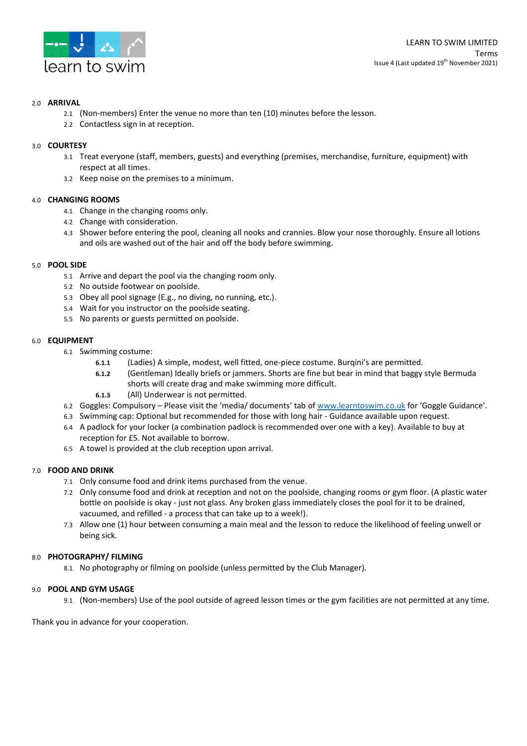## 2.0 ARRIVAL

2.1 (Non-members) Enter the venue no more than ten (10) minutes before the lesson.

2.2 Contactless sign in at reception.

## 3.0 COURTESY

3.1 Treat everyone (staff, members, guests) and everything (premises, merchandise, furniture, equipment) with respect at all times.

3.2 Keep noise on the premises to a minimum.

## 4.0 CHANGING ROOMS

4.1 Change in the changing rooms only.

4.2 Change with consideration.

4.3 Shower before entering the pool, cleaning all nooks and crannies. Blow your nose thoroughly. Ensure all lotions and oils are washed out of the hair and off the body before swimming.

## 5.0 POOL SIDE

5.1 Arrive and depart the pool via the changing room only.

5.2 No outside footwear on poolside.

5.3 Obey all pool signage (E.g., no diving, no running, etc.).

5.4 Wait for you instructor on the poolside seating.

5.5 No parents or guests permitted on poolside.

## 6.0 EQUIPMENT

6.1 Swimming costume:

**6.1.1** (Ladies) A simple, modest, well fitted, one-piece costume. Burqini's are permitted.

**6.1.2** (Gentleman) Ideally briefs or jammers. Shorts are fine but bear in mind that baggy style Bermuda shorts will create drag and make swimming more difficult.

**6.1.3** (All) Underwear is not permitted.

6.2 Goggles: Compulsory – Please visit the 'media/ documents' tab of www.learntoswim.co.uk for 'Goggle Guidance'.

6.3 Swimming cap: Optional but recommended for those with long hair - Guidance available upon request.

6.4 A padlock for your locker (a combination padlock is recommended over one with a key). Available to buy at reception for £5. Not available to borrow.

6.5 A towel is provided at the club reception upon arrival.

## 7.0 FOOD AND DRINK

7.1 Only consume food and drink items purchased from the venue.

7.2 Only consume food and drink at reception and not on the poolside, changing rooms or gym floor. (A plastic water bottle on poolside is okay - just not glass. Any broken glass immediately closes the pool for it to be drained, vacuumed, and refilled - a process that can take up to a week!).

7.3 Allow one (1) hour between consuming a main meal and the lesson to reduce the likelihood of feeling unwell or being sick.

## 8.0 PHOTOGRAPHY/ FILMING

8.1 No photography or filming on poolside (unless permitted by the Club Manager).

## 9.0 POOL AND GYM USAGE

9.1 (Non-members) Use of the pool outside of agreed lesson times or the gym facilities are not permitted at any time.

Thank you in advance for your cooperation.